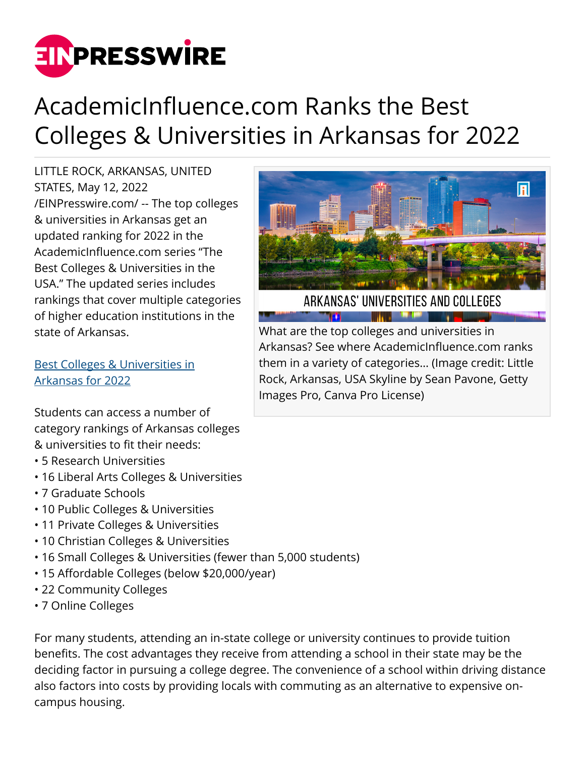# AcademicInfluence.com Ranks the Best Colleges & Universities in Arkansas for 2022

LITTLE ROCK, ARKANSAS, UNITED STATES, May 12, 2022 /EINPresswire.com/ -- The top colleges & universities in Arkansas get an updated ranking for 2022 in the AcademicInfluence.com series "The Best Colleges & Universities in the USA." The updated series includes rankings that cover multiple categories of higher education institutions in the state of Arkansas.

What are the top colleges and universities in Arkansas? See where AcademicInfluence.com ranks them in a variety of categories... (Image credit: Little Rock, Arkansas, USA Skyline by Sean Pavone, Getty Images Pro, Canva Pro License)

[Best Colleges & Universities in Arkansas for 2022]

Students can access a number of category rankings of Arkansas colleges & universities to fit their needs:

- 5 Research Universities
- 16 Liberal Arts Colleges & Universities
- 7 Graduate Schools
- 10 Public Colleges & Universities
- 11 Private Colleges & Universities
- 10 Christian Colleges & Universities
- 16 Small Colleges & Universities (fewer than 5,000 students)
- 15 Affordable Colleges (below $20,000/year)
- 22 Community Colleges
- 7 Online Colleges

For many students, attending an in-state college or university continues to provide tuition benefits. The cost advantages they receive from attending a school in their state may be the deciding factor in pursuing a college degree. The convenience of a school within driving distance also factors into costs by providing locals with commuting as an alternative to expensive on-campus housing.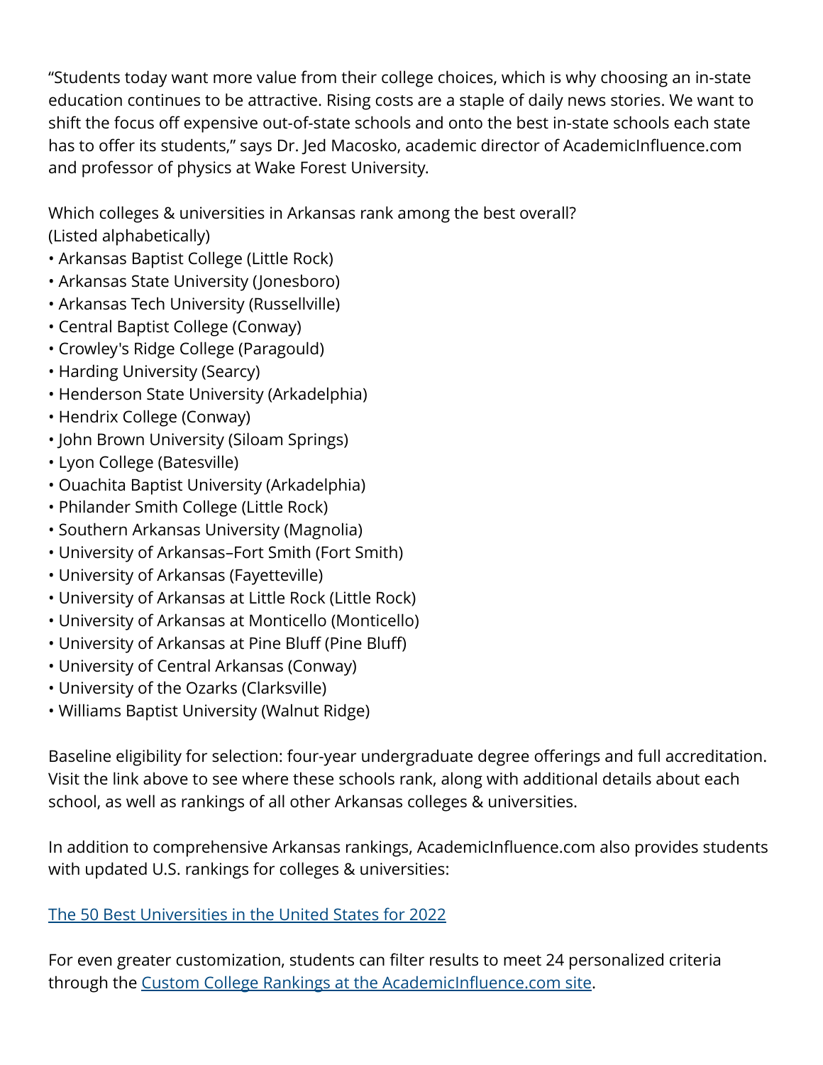"Students today want more value from their college choices, which is why choosing an in-state education continues to be attractive. Rising costs are a staple of daily news stories. We want to shift the focus off expensive out-of-state schools and onto the best in-state schools each state has to offer its students," says Dr. Jed Macosko, academic director of AcademicInfluence.com and professor of physics at Wake Forest University.

Which colleges & universities in Arkansas rank among the best overall?
(Listed alphabetically)

- Arkansas Baptist College (Little Rock)
- Arkansas State University (Jonesboro)
- Arkansas Tech University (Russellville)
- Central Baptist College (Conway)
- Crowley's Ridge College (Paragould)
- Harding University (Searcy)
- Henderson State University (Arkadelphia)
- Hendrix College (Conway)
- John Brown University (Siloam Springs)
- Lyon College (Batesville)
- Ouachita Baptist University (Arkadelphia)
- Philander Smith College (Little Rock)
- Southern Arkansas University (Magnolia)
- University of Arkansas–Fort Smith (Fort Smith)
- University of Arkansas (Fayetteville)
- University of Arkansas at Little Rock (Little Rock)
- University of Arkansas at Monticello (Monticello)
- University of Arkansas at Pine Bluff (Pine Bluff)
- University of Central Arkansas (Conway)
- University of the Ozarks (Clarksville)
- Williams Baptist University (Walnut Ridge)

Baseline eligibility for selection: four-year undergraduate degree offerings and full accreditation. Visit the link above to see where these schools rank, along with additional details about each school, as well as rankings of all other Arkansas colleges & universities.

In addition to comprehensive Arkansas rankings, AcademicInfluence.com also provides students with updated U.S. rankings for colleges & universities:

The 50 Best Universities in the United States for 2022

For even greater customization, students can filter results to meet 24 personalized criteria through the Custom College Rankings at the AcademicInfluence.com site.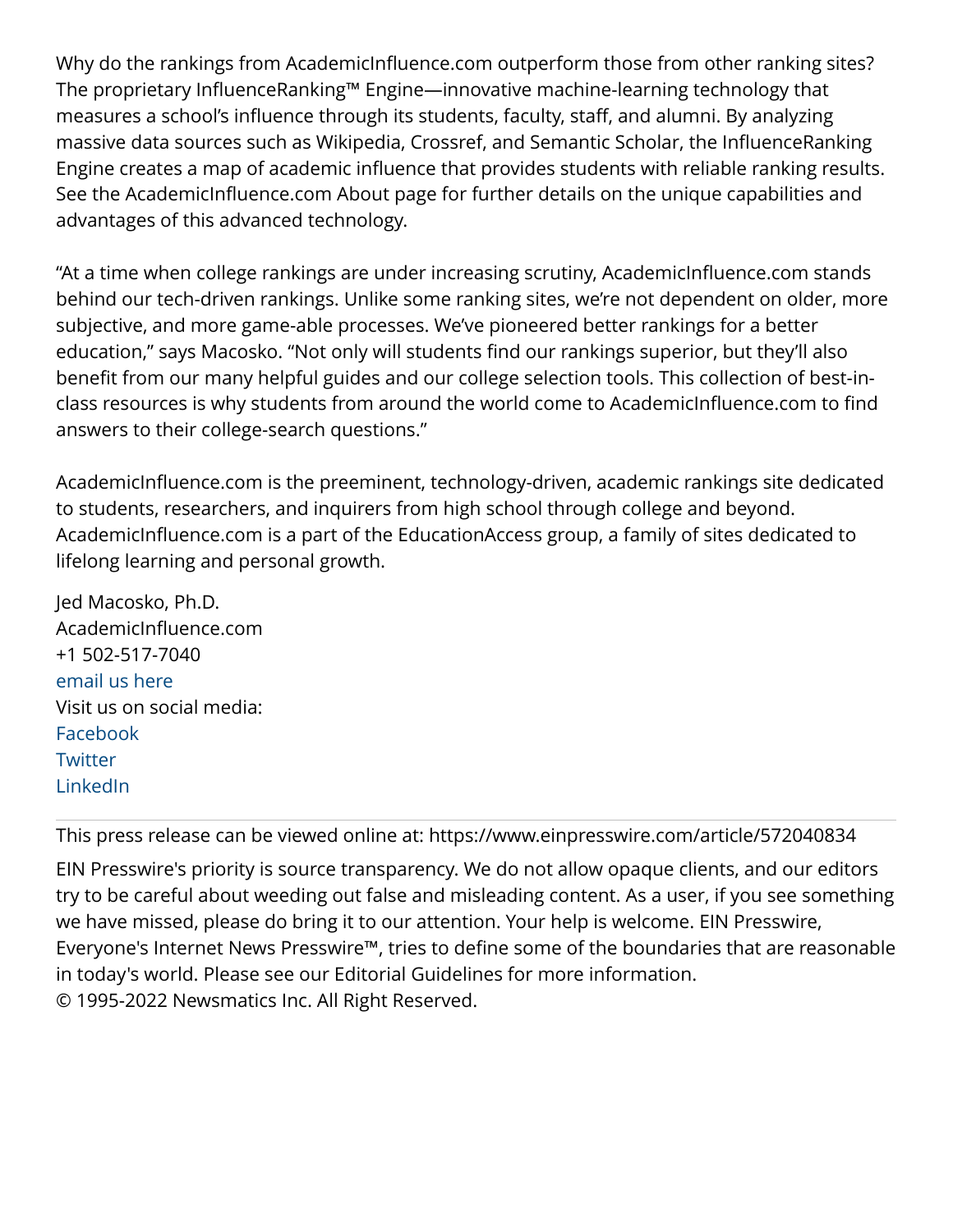Why do the rankings from AcademicInfluence.com outperform those from other ranking sites? The proprietary InfluenceRanking™ Engine—innovative machine-learning technology that measures a school's influence through its students, faculty, staff, and alumni. By analyzing massive data sources such as Wikipedia, Crossref, and Semantic Scholar, the InfluenceRanking Engine creates a map of academic influence that provides students with reliable ranking results. See the AcademicInfluence.com About page for further details on the unique capabilities and advantages of this advanced technology.

"At a time when college rankings are under increasing scrutiny, AcademicInfluence.com stands behind our tech-driven rankings. Unlike some ranking sites, we're not dependent on older, more subjective, and more game-able processes. We've pioneered better rankings for a better education," says Macosko. "Not only will students find our rankings superior, but they'll also benefit from our many helpful guides and our college selection tools. This collection of best-in-class resources is why students from around the world come to AcademicInfluence.com to find answers to their college-search questions."

AcademicInfluence.com is the preeminent, technology-driven, academic rankings site dedicated to students, researchers, and inquirers from high school through college and beyond. AcademicInfluence.com is a part of the EducationAccess group, a family of sites dedicated to lifelong learning and personal growth.

Jed Macosko, Ph.D.
AcademicInfluence.com
+1 502-517-7040
email us here
Visit us on social media:
Facebook
Twitter
LinkedIn

---

This press release can be viewed online at: https://www.einpresswire.com/article/572040834

EIN Presswire's priority is source transparency. We do not allow opaque clients, and our editors try to be careful about weeding out false and misleading content. As a user, if you see something we have missed, please do bring it to our attention. Your help is welcome. EIN Presswire, Everyone's Internet News Presswire™, tries to define some of the boundaries that are reasonable in today's world. Please see our Editorial Guidelines for more information.
© 1995-2022 Newsmatics Inc. All Right Reserved.